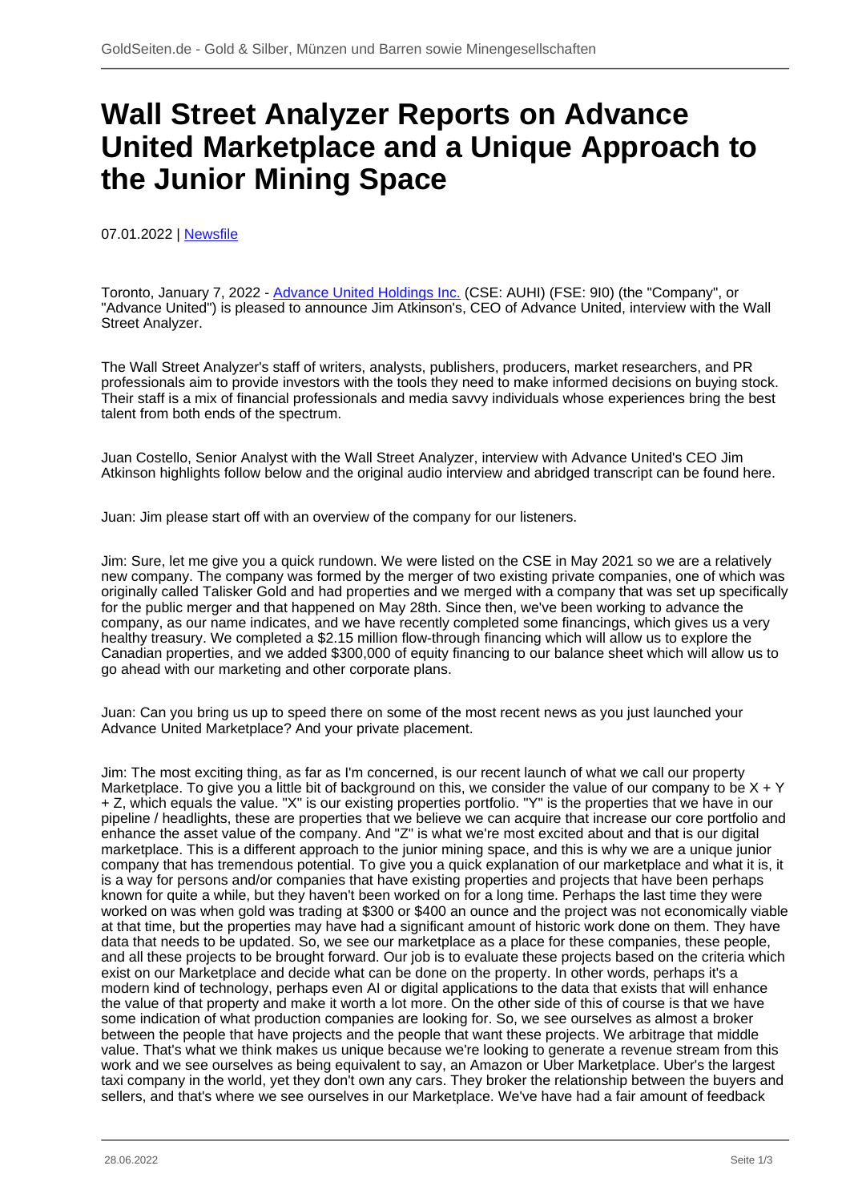# Wall Street Analyzer Reports on Advance United Marketplace and a Unique Approach to the Junior Mining Space

07.01.2022 | Newsfile

Toronto, January 7, 2022 - Advance United Holdings Inc. (CSE: AUHI) (FSE: 9I0) (the "Company", or "Advance United") is pleased to announce Jim Atkinson's, CEO of Advance United, interview with the Wall Street Analyzer.

The Wall Street Analyzer's staff of writers, analysts, publishers, producers, market researchers, and PR professionals aim to provide investors with the tools they need to make informed decisions on buying stock. Their staff is a mix of financial professionals and media savvy individuals whose experiences bring the best talent from both ends of the spectrum.

Juan Costello, Senior Analyst with the Wall Street Analyzer, interview with Advance United's CEO Jim Atkinson highlights follow below and the original audio interview and abridged transcript can be found here.

Juan: Jim please start off with an overview of the company for our listeners.

Jim: Sure, let me give you a quick rundown. We were listed on the CSE in May 2021 so we are a relatively new company. The company was formed by the merger of two existing private companies, one of which was originally called Talisker Gold and had properties and we merged with a company that was set up specifically for the public merger and that happened on May 28th. Since then, we've been working to advance the company, as our name indicates, and we have recently completed some financings, which gives us a very healthy treasury. We completed a $2.15 million flow-through financing which will allow us to explore the Canadian properties, and we added $300,000 of equity financing to our balance sheet which will allow us to go ahead with our marketing and other corporate plans.

Juan: Can you bring us up to speed there on some of the most recent news as you just launched your Advance United Marketplace? And your private placement.

Jim: The most exciting thing, as far as I'm concerned, is our recent launch of what we call our property Marketplace. To give you a little bit of background on this, we consider the value of our company to be X + Y + Z, which equals the value. "X" is our existing properties portfolio. "Y" is the properties that we have in our pipeline / headlights, these are properties that we believe we can acquire that increase our core portfolio and enhance the asset value of the company. And "Z" is what we're most excited about and that is our digital marketplace. This is a different approach to the junior mining space, and this is why we are a unique junior company that has tremendous potential. To give you a quick explanation of our marketplace and what it is, it is a way for persons and/or companies that have existing properties and projects that have been perhaps known for quite a while, but they haven't been worked on for a long time. Perhaps the last time they were worked on was when gold was trading at $300 or $400 an ounce and the project was not economically viable at that time, but the properties may have had a significant amount of historic work done on them. They have data that needs to be updated. So, we see our marketplace as a place for these companies, these people, and all these projects to be brought forward. Our job is to evaluate these projects based on the criteria which exist on our Marketplace and decide what can be done on the property. In other words, perhaps it's a modern kind of technology, perhaps even AI or digital applications to the data that exists that will enhance the value of that property and make it worth a lot more. On the other side of this of course is that we have some indication of what production companies are looking for. So, we see ourselves as almost a broker between the people that have projects and the people that want these projects. We arbitrage that middle value. That's what we think makes us unique because we're looking to generate a revenue stream from this work and we see ourselves as being equivalent to say, an Amazon or Uber Marketplace. Uber's the largest taxi company in the world, yet they don't own any cars. They broker the relationship between the buyers and sellers, and that's where we see ourselves in our Marketplace. We've have had a fair amount of feedback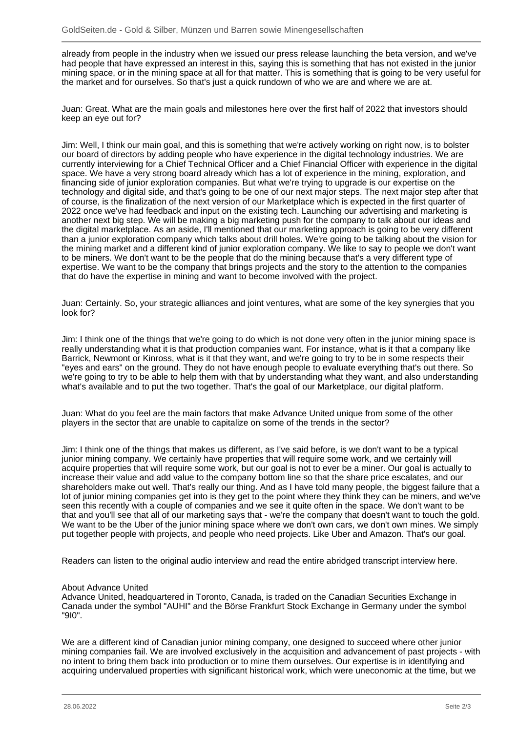already from people in the industry when we issued our press release launching the beta version, and we've had people that have expressed an interest in this, saying this is something that has not existed in the junior mining space, or in the mining space at all for that matter. This is something that is going to be very useful for the market and for ourselves. So that's just a quick rundown of who we are and where we are at.

Juan: Great. What are the main goals and milestones here over the first half of 2022 that investors should keep an eye out for?

Jim: Well, I think our main goal, and this is something that we're actively working on right now, is to bolster our board of directors by adding people who have experience in the digital technology industries. We are currently interviewing for a Chief Technical Officer and a Chief Financial Officer with experience in the digital space. We have a very strong board already which has a lot of experience in the mining, exploration, and financing side of junior exploration companies. But what we're trying to upgrade is our expertise on the technology and digital side, and that's going to be one of our next major steps. The next major step after that of course, is the finalization of the next version of our Marketplace which is expected in the first quarter of 2022 once we've had feedback and input on the existing tech. Launching our advertising and marketing is another next big step. We will be making a big marketing push for the company to talk about our ideas and the digital marketplace. As an aside, I'll mentioned that our marketing approach is going to be very different than a junior exploration company which talks about drill holes. We're going to be talking about the vision for the mining market and a different kind of junior exploration company. We like to say to people we don't want to be miners. We don't want to be the people that do the mining because that's a very different type of expertise. We want to be the company that brings projects and the story to the attention to the companies that do have the expertise in mining and want to become involved with the project.

Juan: Certainly. So, your strategic alliances and joint ventures, what are some of the key synergies that you look for?

Jim: I think one of the things that we're going to do which is not done very often in the junior mining space is really understanding what it is that production companies want. For instance, what is it that a company like Barrick, Newmont or Kinross, what is it that they want, and we're going to try to be in some respects their "eyes and ears" on the ground. They do not have enough people to evaluate everything that's out there. So we're going to try to be able to help them with that by understanding what they want, and also understanding what's available and to put the two together. That's the goal of our Marketplace, our digital platform.

Juan: What do you feel are the main factors that make Advance United unique from some of the other players in the sector that are unable to capitalize on some of the trends in the sector?

Jim: I think one of the things that makes us different, as I've said before, is we don't want to be a typical junior mining company. We certainly have properties that will require some work, and we certainly will acquire properties that will require some work, but our goal is not to ever be a miner. Our goal is actually to increase their value and add value to the company bottom line so that the share price escalates, and our shareholders make out well. That's really our thing. And as I have told many people, the biggest failure that a lot of junior mining companies get into is they get to the point where they think they can be miners, and we've seen this recently with a couple of companies and we see it quite often in the space. We don't want to be that and you'll see that all of our marketing says that - we're the company that doesn't want to touch the gold. We want to be the Uber of the junior mining space where we don't own cars, we don't own mines. We simply put together people with projects, and people who need projects. Like Uber and Amazon. That's our goal.

Readers can listen to the original audio interview and read the entire abridged transcript interview here.

About Advance United
Advance United, headquartered in Toronto, Canada, is traded on the Canadian Securities Exchange in Canada under the symbol "AUHI" and the Börse Frankfurt Stock Exchange in Germany under the symbol "9I0".

We are a different kind of Canadian junior mining company, one designed to succeed where other junior mining companies fail. We are involved exclusively in the acquisition and advancement of past projects - with no intent to bring them back into production or to mine them ourselves. Our expertise is in identifying and acquiring undervalued properties with significant historical work, which were uneconomic at the time, but we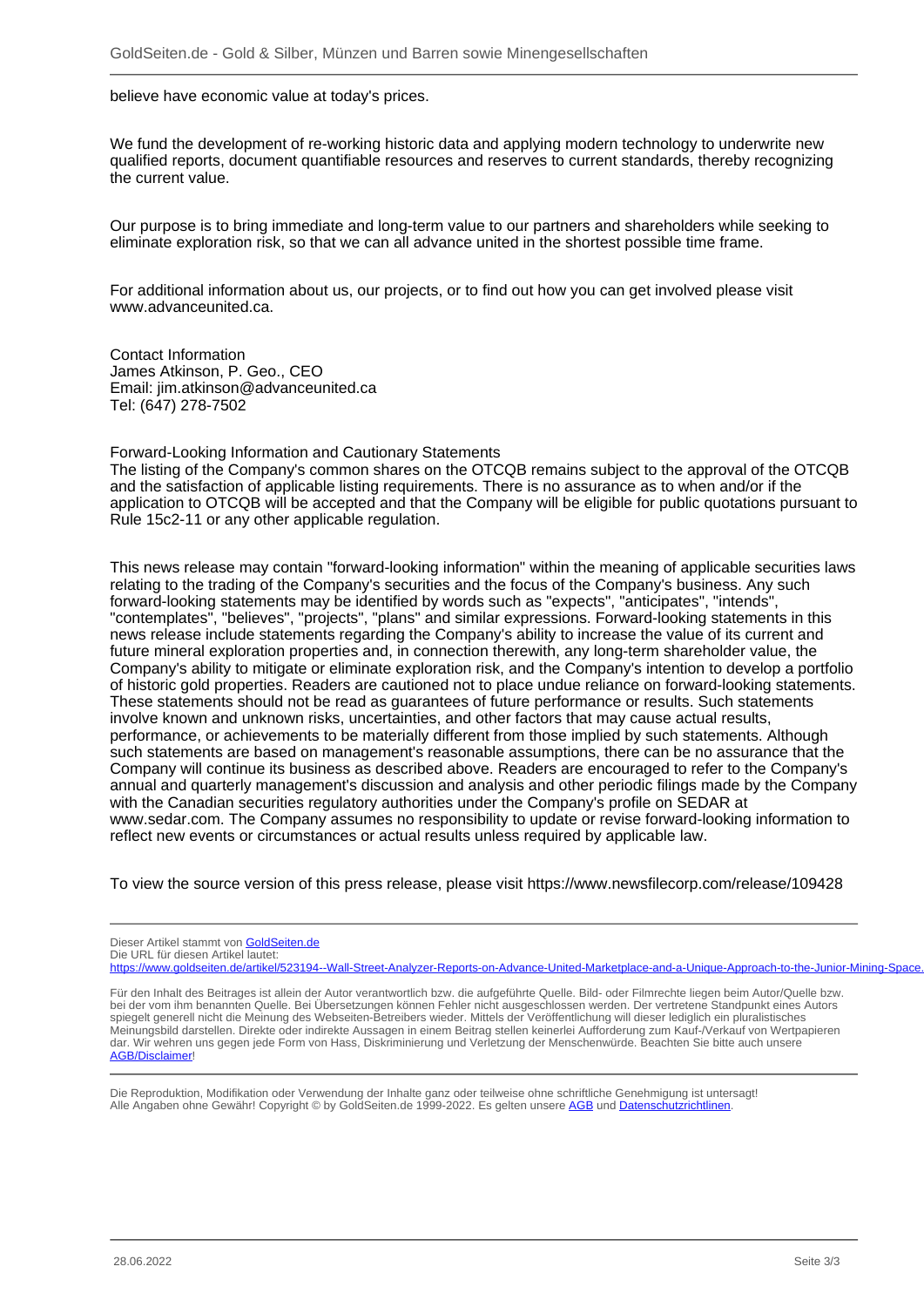believe have economic value at today's prices.

We fund the development of re-working historic data and applying modern technology to underwrite new qualified reports, document quantifiable resources and reserves to current standards, thereby recognizing the current value.

Our purpose is to bring immediate and long-term value to our partners and shareholders while seeking to eliminate exploration risk, so that we can all advance united in the shortest possible time frame.

For additional information about us, our projects, or to find out how you can get involved please visit www.advanceunited.ca.

Contact Information
James Atkinson, P. Geo., CEO
Email: jim.atkinson@advanceunited.ca
Tel: (647) 278-7502

Forward-Looking Information and Cautionary Statements
The listing of the Company's common shares on the OTCQB remains subject to the approval of the OTCQB and the satisfaction of applicable listing requirements. There is no assurance as to when and/or if the application to OTCQB will be accepted and that the Company will be eligible for public quotations pursuant to Rule 15c2-11 or any other applicable regulation.

This news release may contain "forward-looking information" within the meaning of applicable securities laws relating to the trading of the Company's securities and the focus of the Company's business. Any such forward-looking statements may be identified by words such as "expects", "anticipates", "intends", "contemplates", "believes", "projects", "plans" and similar expressions. Forward-looking statements in this news release include statements regarding the Company's ability to increase the value of its current and future mineral exploration properties and, in connection therewith, any long-term shareholder value, the Company's ability to mitigate or eliminate exploration risk, and the Company's intention to develop a portfolio of historic gold properties. Readers are cautioned not to place undue reliance on forward-looking statements. These statements should not be read as guarantees of future performance or results. Such statements involve known and unknown risks, uncertainties, and other factors that may cause actual results, performance, or achievements to be materially different from those implied by such statements. Although such statements are based on management's reasonable assumptions, there can be no assurance that the Company will continue its business as described above. Readers are encouraged to refer to the Company's annual and quarterly management's discussion and analysis and other periodic filings made by the Company with the Canadian securities regulatory authorities under the Company's profile on SEDAR at www.sedar.com. The Company assumes no responsibility to update or revise forward-looking information to reflect new events or circumstances or actual results unless required by applicable law.

To view the source version of this press release, please visit https://www.newsfilecorp.com/release/109428

Dieser Artikel stammt von GoldSeiten.de
Die URL für diesen Artikel lautet:
https://www.goldseiten.de/artikel/523194--Wall-Street-Analyzer-Reports-on-Advance-United-Marketplace-and-a-Unique-Approach-to-the-Junior-Mining-Space.

Für den Inhalt des Beitrages ist allein der Autor verantwortlich bzw. die aufgeführte Quelle. Bild- oder Filmrechte liegen beim Autor/Quelle bzw. bei der vom ihm benannten Quelle. Bei Übersetzungen können Fehler nicht ausgeschlossen werden. Der vertretene Standpunkt eines Autors spiegelt generell nicht die Meinung des Webseiten-Betreibers wieder. Mittels der Veröffentlichung will dieser lediglich ein pluralistisches Meinungsbild darstellen. Direkte oder indirekte Aussagen in einem Beitrag stellen keinerlei Aufforderung zum Kauf-/Verkauf von Wertpapieren dar. Wir wehren uns gegen jede Form von Hass, Diskriminierung und Verletzung der Menschenwürde. Beachten Sie bitte auch unsere AGB/Disclaimer!

Die Reproduktion, Modifikation oder Verwendung der Inhalte ganz oder teilweise ohne schriftliche Genehmigung ist untersagt!
Alle Angaben ohne Gewähr! Copyright © by GoldSeiten.de 1999-2022. Es gelten unsere AGB und Datenschutzrichtlinen.